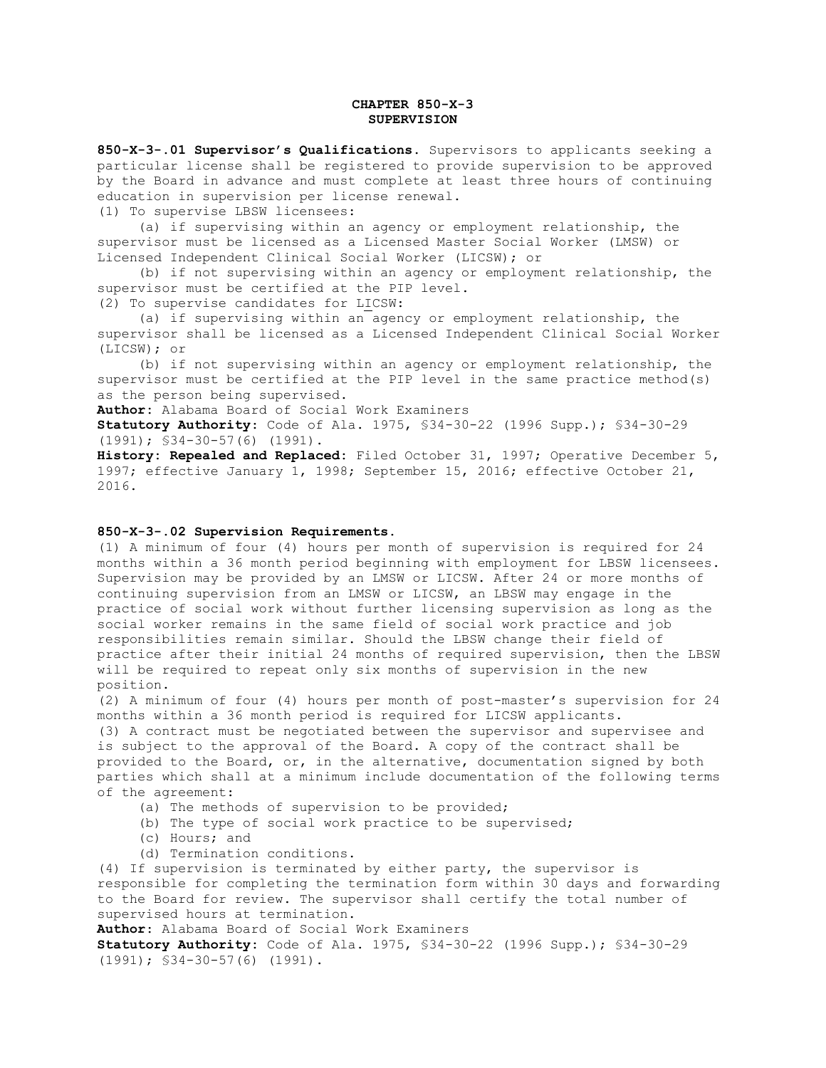# CHAPTER 850-X-3
## SUPERVISION

**850-X-3-.01 Supervisor's Qualifications.** Supervisors to applicants seeking a particular license shall be registered to provide supervision to be approved by the Board in advance and must complete at least three hours of continuing education in supervision per license renewal.

(1) To supervise LBSW licensees:

(a) if supervising within an agency or employment relationship, the supervisor must be licensed as a Licensed Master Social Worker (LMSW) or Licensed Independent Clinical Social Worker (LICSW); or

(b) if not supervising within an agency or employment relationship, the supervisor must be certified at the PIP level.

(2) To supervise candidates for LICSW:

(a) if supervising within an agency or employment relationship, the supervisor shall be licensed as a Licensed Independent Clinical Social Worker (LICSW); or

(b) if not supervising within an agency or employment relationship, the supervisor must be certified at the PIP level in the same practice method(s) as the person being supervised.

**Author:** Alabama Board of Social Work Examiners
**Statutory Authority:** Code of Ala. 1975, §34-30-22 (1996 Supp.); §34-30-29 (1991); §34-30-57(6) (1991).
**History: Repealed and Replaced:** Filed October 31, 1997; Operative December 5, 1997; effective January 1, 1998; September 15, 2016; effective October 21, 2016.

**850-X-3-.02 Supervision Requirements.**

(1) A minimum of four (4) hours per month of supervision is required for 24 months within a 36 month period beginning with employment for LBSW licensees. Supervision may be provided by an LMSW or LICSW. After 24 or more months of continuing supervision from an LMSW or LICSW, an LBSW may engage in the practice of social work without further licensing supervision as long as the social worker remains in the same field of social work practice and job responsibilities remain similar. Should the LBSW change their field of practice after their initial 24 months of required supervision, then the LBSW will be required to repeat only six months of supervision in the new position.

(2) A minimum of four (4) hours per month of post-master's supervision for 24 months within a 36 month period is required for LICSW applicants.

(3) A contract must be negotiated between the supervisor and supervisee and is subject to the approval of the Board. A copy of the contract shall be provided to the Board, or, in the alternative, documentation signed by both parties which shall at a minimum include documentation of the following terms of the agreement:

(a) The methods of supervision to be provided;

(b) The type of social work practice to be supervised;

(c) Hours; and

(d) Termination conditions.

(4) If supervision is terminated by either party, the supervisor is responsible for completing the termination form within 30 days and forwarding to the Board for review. The supervisor shall certify the total number of supervised hours at termination.

**Author:** Alabama Board of Social Work Examiners
**Statutory Authority:** Code of Ala. 1975, §34-30-22 (1996 Supp.); §34-30-29 (1991); §34-30-57(6) (1991).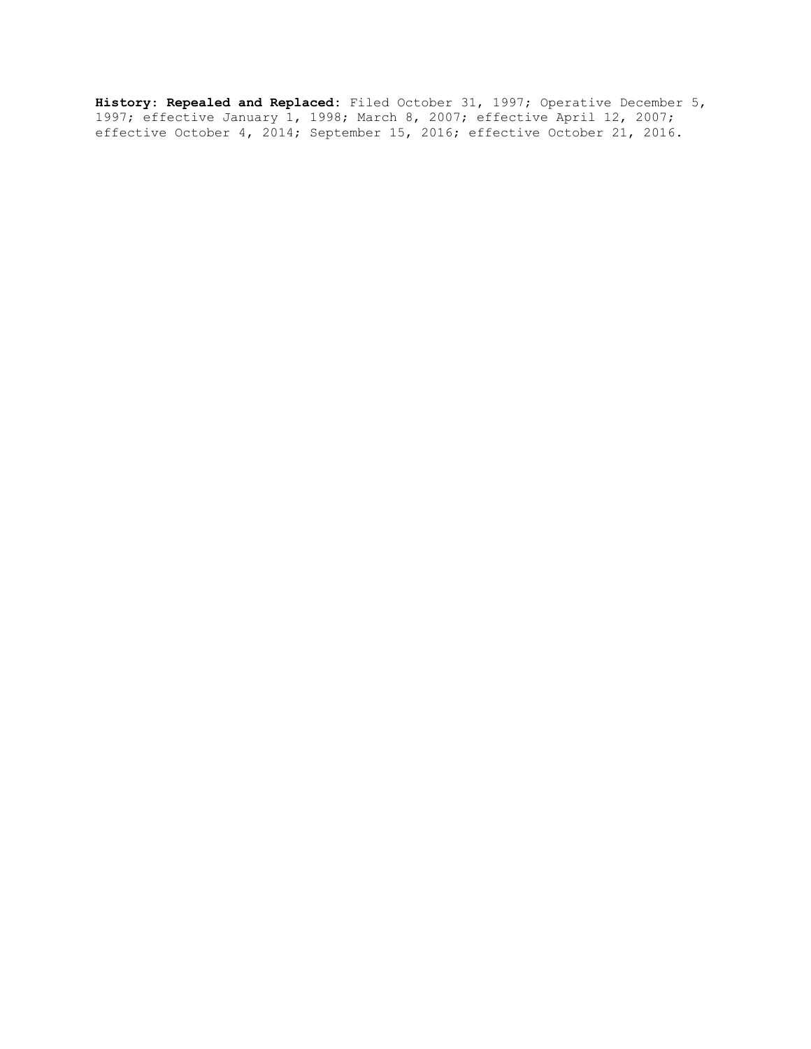**History: Repealed and Replaced:** Filed October 31, 1997; Operative December 5, 1997; effective January 1, 1998; March 8, 2007; effective April 12, 2007; effective October 4, 2014; September 15, 2016; effective October 21, 2016.